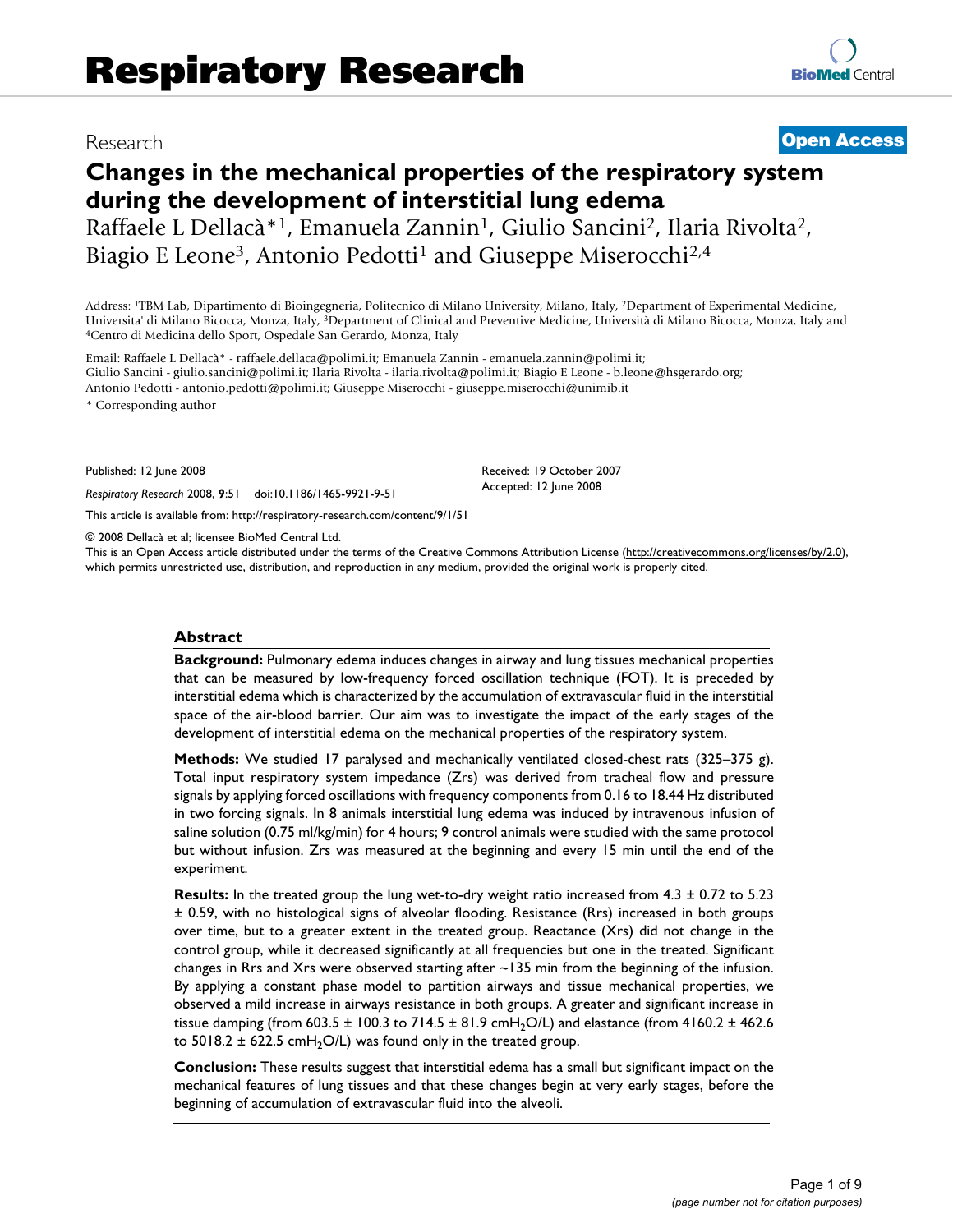# Respiratory Research

Research

**Open Access**

# Changes in the mechanical properties of the respiratory system during the development of interstitial lung edema

Raffaele L Dellacà*[1], Emanuela Zannin[1], Giulio Sancini[2], Ilaria Rivolta[2], Biagio E Leone[3], Antonio Pedotti[1] and Giuseppe Miserocchi[2,4]

Address: [1]TBM Lab, Dipartimento di Bioingegneria, Politecnico di Milano University, Milano, Italy, [2]Department of Experimental Medicine, Universita' di Milano Bicocca, Monza, Italy, [3]Department of Clinical and Preventive Medicine, Università di Milano Bicocca, Monza, Italy and [4]Centro di Medicina dello Sport, Ospedale San Gerardo, Monza, Italy

Email: Raffaele L Dellacà* - raffaele.dellaca@polimi.it; Emanuela Zannin - emanuela.zannin@polimi.it; Giulio Sancini - giulio.sancini@polimi.it; Ilaria Rivolta - ilaria.rivolta@polimi.it; Biagio E Leone - b.leone@hsgerardo.org; Antonio Pedotti - antonio.pedotti@polimi.it; Giuseppe Miserocchi - giuseppe.miserocchi@unimib.it

* Corresponding author

Published: 12 June 2008

*Respiratory Research* 2008, **9**:51 doi:10.1186/1465-9921-9-51

Received: 19 October 2007
Accepted: 12 June 2008

This article is available from: http://respiratory-research.com/content/9/1/51

© 2008 Dellacà et al; licensee BioMed Central Ltd.
This is an Open Access article distributed under the terms of the Creative Commons Attribution License (http://creativecommons.org/licenses/by/2.0), which permits unrestricted use, distribution, and reproduction in any medium, provided the original work is properly cited.

## Abstract

**Background:** Pulmonary edema induces changes in airway and lung tissues mechanical properties that can be measured by low-frequency forced oscillation technique (FOT). It is preceded by interstitial edema which is characterized by the accumulation of extravascular fluid in the interstitial space of the air-blood barrier. Our aim was to investigate the impact of the early stages of the development of interstitial edema on the mechanical properties of the respiratory system.

**Methods:** We studied 17 paralysed and mechanically ventilated closed-chest rats (325–375 g). Total input respiratory system impedance (Zrs) was derived from tracheal flow and pressure signals by applying forced oscillations with frequency components from 0.16 to 18.44 Hz distributed in two forcing signals. In 8 animals interstitial lung edema was induced by intravenous infusion of saline solution (0.75 ml/kg/min) for 4 hours; 9 control animals were studied with the same protocol but without infusion. Zrs was measured at the beginning and every 15 min until the end of the experiment.

**Results:** In the treated group the lung wet-to-dry weight ratio increased from 4.3 ± 0.72 to 5.23 ± 0.59, with no histological signs of alveolar flooding. Resistance (Rrs) increased in both groups over time, but to a greater extent in the treated group. Reactance (Xrs) did not change in the control group, while it decreased significantly at all frequencies but one in the treated. Significant changes in Rrs and Xrs were observed starting after ~135 min from the beginning of the infusion. By applying a constant phase model to partition airways and tissue mechanical properties, we observed a mild increase in airways resistance in both groups. A greater and significant increase in tissue damping (from 603.5 ± 100.3 to 714.5 ± 81.9 cm$H_2O$/L) and elastance (from 4160.2 ± 462.6 to 5018.2 ± 622.5 cm$H_2O$/L) was found only in the treated group.

**Conclusion:** These results suggest that interstitial edema has a small but significant impact on the mechanical features of lung tissues and that these changes begin at very early stages, before the beginning of accumulation of extravascular fluid into the alveoli.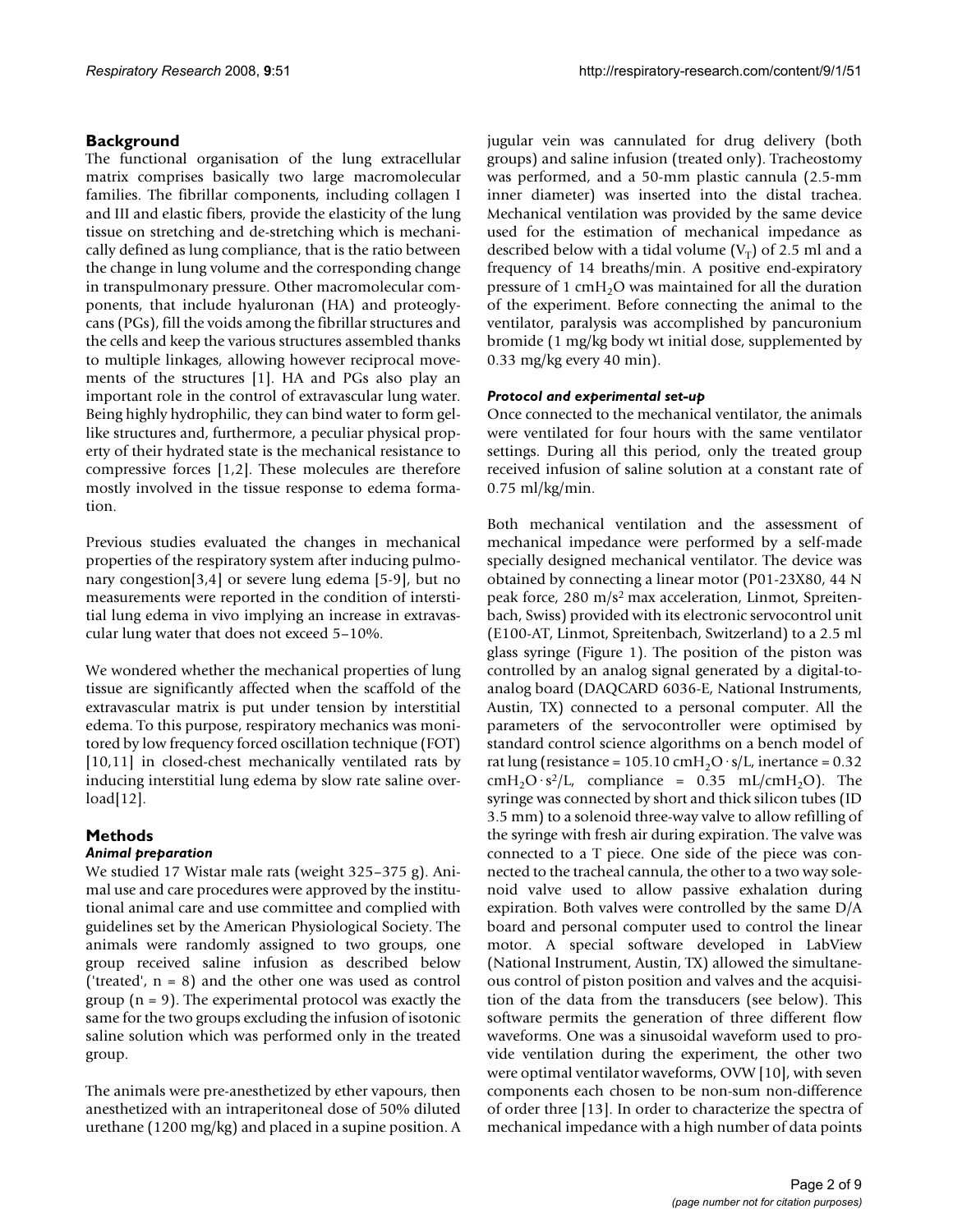## Background

The functional organisation of the lung extracellular matrix comprises basically two large macromolecular families. The fibrillar components, including collagen I and III and elastic fibers, provide the elasticity of the lung tissue on stretching and de-stretching which is mechanically defined as lung compliance, that is the ratio between the change in lung volume and the corresponding change in transpulmonary pressure. Other macromolecular components, that include hyaluronan (HA) and proteoglycans (PGs), fill the voids among the fibrillar structures and the cells and keep the various structures assembled thanks to multiple linkages, allowing however reciprocal movements of the structures [1]. HA and PGs also play an important role in the control of extravascular lung water. Being highly hydrophilic, they can bind water to form gel-like structures and, furthermore, a peculiar physical property of their hydrated state is the mechanical resistance to compressive forces [1,2]. These molecules are therefore mostly involved in the tissue response to edema formation.

Previous studies evaluated the changes in mechanical properties of the respiratory system after inducing pulmonary congestion[3,4] or severe lung edema [5-9], but no measurements were reported in the condition of interstitial lung edema in vivo implying an increase in extravascular lung water that does not exceed 5–10%.

We wondered whether the mechanical properties of lung tissue are significantly affected when the scaffold of the extravascular matrix is put under tension by interstitial edema. To this purpose, respiratory mechanics was monitored by low frequency forced oscillation technique (FOT) [10,11] in closed-chest mechanically ventilated rats by inducing interstitial lung edema by slow rate saline overload[12].

## Methods

### Animal preparation

We studied 17 Wistar male rats (weight 325–375 g). Animal use and care procedures were approved by the institutional animal care and use committee and complied with guidelines set by the American Physiological Society. The animals were randomly assigned to two groups, one group received saline infusion as described below ('treated', n = 8) and the other one was used as control group (n = 9). The experimental protocol was exactly the same for the two groups excluding the infusion of isotonic saline solution which was performed only in the treated group.

The animals were pre-anesthetized by ether vapours, then anesthetized with an intraperitoneal dose of 50% diluted urethane (1200 mg/kg) and placed in a supine position. A jugular vein was cannulated for drug delivery (both groups) and saline infusion (treated only). Tracheostomy was performed, and a 50-mm plastic cannula (2.5-mm inner diameter) was inserted into the distal trachea. Mechanical ventilation was provided by the same device used for the estimation of mechanical impedance as described below with a tidal volume ($V_T$) of 2.5 ml and a frequency of 14 breaths/min. A positive end-expiratory pressure of 1 $cmH_2O$ was maintained for all the duration of the experiment. Before connecting the animal to the ventilator, paralysis was accomplished by pancuronium bromide (1 mg/kg body wt initial dose, supplemented by 0.33 mg/kg every 40 min).

### *Protocol and experimental set-up*

Once connected to the mechanical ventilator, the animals were ventilated for four hours with the same ventilator settings. During all this period, only the treated group received infusion of saline solution at a constant rate of 0.75 ml/kg/min.

Both mechanical ventilation and the assessment of mechanical impedance were performed by a self-made specially designed mechanical ventilator. The device was obtained by connecting a linear motor (P01-23X80, 44 N peak force, 280 $m/s^2$ max acceleration, Linmot, Spreitenbach, Swiss) provided with its electronic servocontrol unit (E100-AT, Linmot, Spreitenbach, Switzerland) to a 2.5 ml glass syringe (Figure 1). The position of the piston was controlled by an analog signal generated by a digital-to-analog board (DAQCARD 6036-E, National Instruments, Austin, TX) connected to a personal computer. All the parameters of the servocontroller were optimised by standard control science algorithms on a bench model of rat lung (resistance = 105.10 $cmH_2O \cdot s/L$, inertance = 0.32 $cmH_2O \cdot s^2/L$, compliance = 0.35 $mL/cmH_2O$). The syringe was connected by short and thick silicon tubes (ID 3.5 mm) to a solenoid three-way valve to allow refilling of the syringe with fresh air during expiration. The valve was connected to a T piece. One side of the piece was connected to the tracheal cannula, the other to a two way solenoid valve used to allow passive exhalation during expiration. Both valves were controlled by the same D/A board and personal computer used to control the linear motor. A special software developed in LabView (National Instrument, Austin, TX) allowed the simultaneous control of piston position and valves and the acquisition of the data from the transducers (see below). This software permits the generation of three different flow waveforms. One was a sinusoidal waveform used to provide ventilation during the experiment, the other two were optimal ventilator waveforms, OVW [10], with seven components each chosen to be non-sum non-difference of order three [13]. In order to characterize the spectra of mechanical impedance with a high number of data points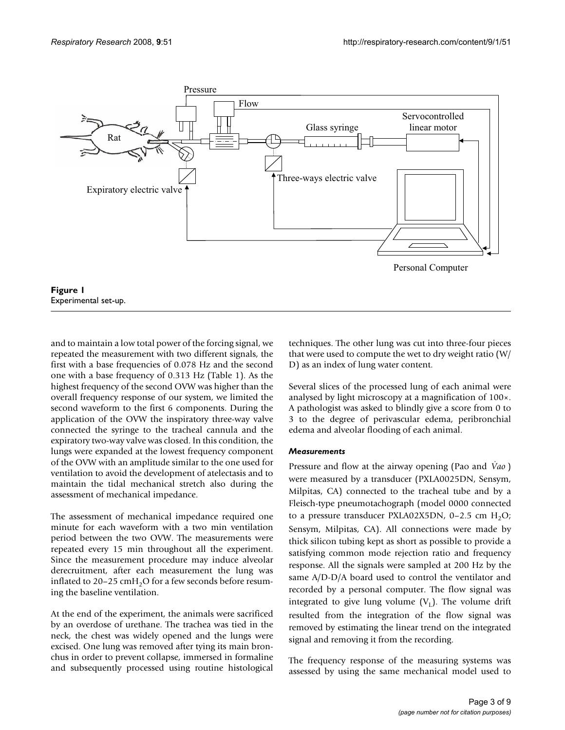**Figure 1**
Experimental set-up.

and to maintain a low total power of the forcing signal, we repeated the measurement with two different signals, the first with a base frequencies of 0.078 Hz and the second one with a base frequency of 0.313 Hz (Table 1). As the highest frequency of the second OVW was higher than the overall frequency response of our system, we limited the second waveform to the first 6 components. During the application of the OVW the inspiratory three-way valve connected the syringe to the tracheal cannula and the expiratory two-way valve was closed. In this condition, the lungs were expanded at the lowest frequency component of the OVW with an amplitude similar to the one used for ventilation to avoid the development of atelectasis and to maintain the tidal mechanical stretch also during the assessment of mechanical impedance.

The assessment of mechanical impedance required one minute for each waveform with a two min ventilation period between the two OVW. The measurements were repeated every 15 min throughout all the experiment. Since the measurement procedure may induce alveolar derecruitment, after each measurement the lung was inflated to 20–25 $cmH_2O$ for a few seconds before resuming the baseline ventilation.

At the end of the experiment, the animals were sacrificed by an overdose of urethane. The trachea was tied in the neck, the chest was widely opened and the lungs were excised. One lung was removed after tying its main bronchus in order to prevent collapse, immersed in formaline and subsequently processed using routine histological techniques. The other lung was cut into three-four pieces that were used to compute the wet to dry weight ratio (W/D) as an index of lung water content.

Several slices of the processed lung of each animal were analysed by light microscopy at a magnification of 100×. A pathologist was asked to blindly give a score from 0 to 3 to the degree of perivascular edema, peribronchial edema and alveolar flooding of each animal.

### *Measurements*

Pressure and flow at the airway opening (Pao and $\dot{V}ao$) were measured by a transducer (PXLA0025DN, Sensym, Milpitas, CA) connected to the tracheal tube and by a Fleisch-type pneumotachograph (model 0000 connected to a pressure transducer PXLA02X5DN, 0–2.5 cm $H_2O$; Sensym, Milpitas, CA). All connections were made by thick silicon tubing kept as short as possible to provide a satisfying common mode rejection ratio and frequency response. All the signals were sampled at 200 Hz by the same A/D-D/A board used to control the ventilator and recorded by a personal computer. The flow signal was integrated to give lung volume ($V_L$). The volume drift resulted from the integration of the flow signal was removed by estimating the linear trend on the integrated signal and removing it from the recording.

The frequency response of the measuring systems was assessed by using the same mechanical model used to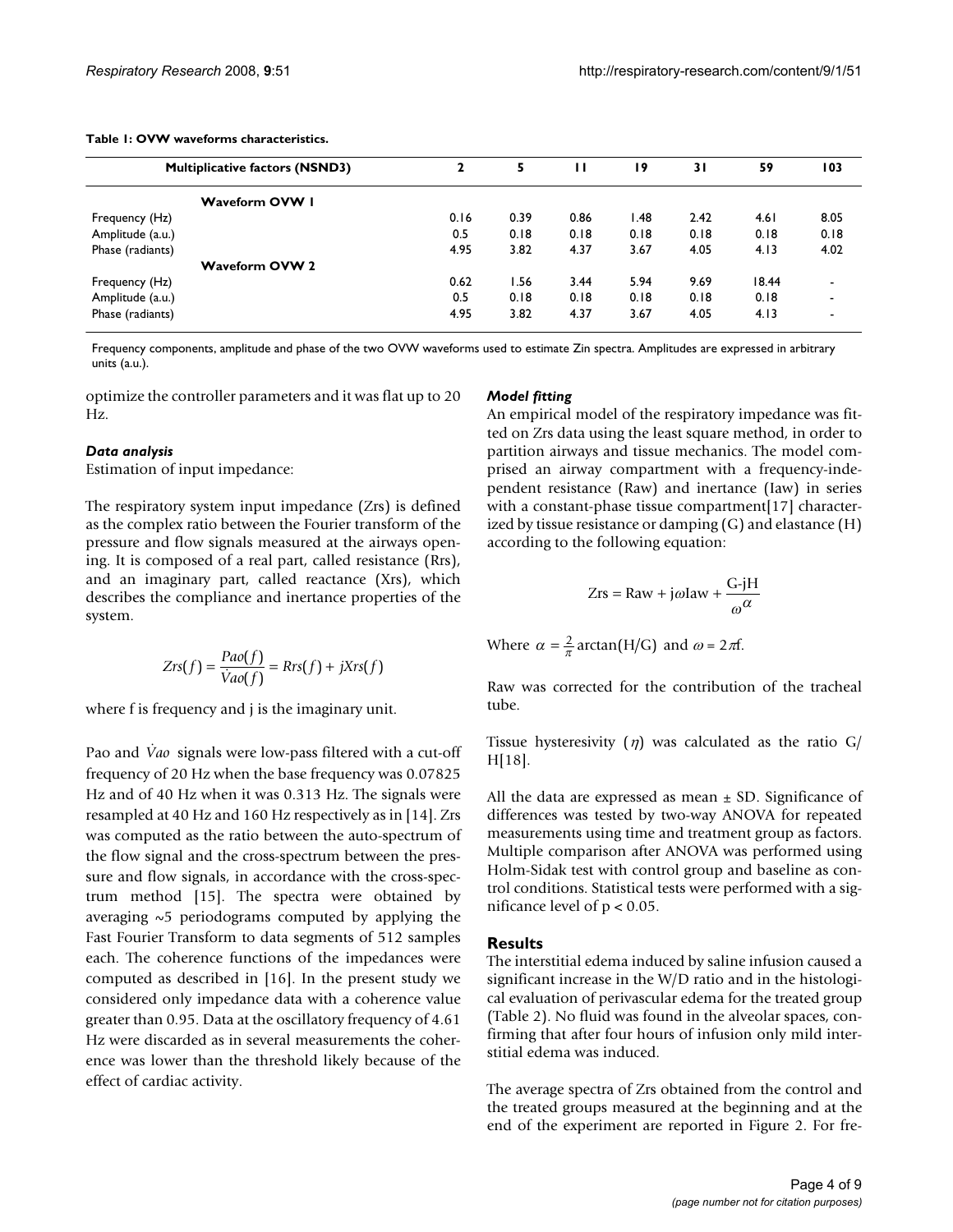**Table 1: OVW waveforms characteristics.**

| Multiplicative factors (NSND3) | 2 | 5 | 11 | 19 | 31 | 59 | 103 |
|---|---|---|---|---|---|---|---|
| **Waveform OVW 1** | | | | | | | |
| Frequency (Hz) | 0.16 | 0.39 | 0.86 | 1.48 | 2.42 | 4.61 | 8.05 |
| Amplitude (a.u.) | 0.5 | 0.18 | 0.18 | 0.18 | 0.18 | 0.18 | 0.18 |
| Phase (radiants) | 4.95 | 3.82 | 4.37 | 3.67 | 4.05 | 4.13 | 4.02 |
| **Waveform OVW 2** | | | | | | | |
| Frequency (Hz) | 0.62 | 1.56 | 3.44 | 5.94 | 9.69 | 18.44 | - |
| Amplitude (a.u.) | 0.5 | 0.18 | 0.18 | 0.18 | 0.18 | 0.18 | - |
| Phase (radiants) | 4.95 | 3.82 | 4.37 | 3.67 | 4.05 | 4.13 | - |

Frequency components, amplitude and phase of the two OVW waveforms used to estimate Zin spectra. Amplitudes are expressed in arbitrary units (a.u.).

optimize the controller parameters and it was flat up to 20 Hz.

### *Data analysis*

Estimation of input impedance:

The respiratory system input impedance (Zrs) is defined as the complex ratio between the Fourier transform of the pressure and flow signals measured at the airways opening. It is composed of a real part, called resistance (Rrs), and an imaginary part, called reactance (Xrs), which describes the compliance and inertance properties of the system.

$$Zrs(f) = \frac{Pao(f)}{\dot{V}ao(f)} = Rrs(f) + jXrs(f)$$

where f is frequency and j is the imaginary unit.

Pao and $\dot{V}ao$ signals were low-pass filtered with a cut-off frequency of 20 Hz when the base frequency was 0.07825 Hz and of 40 Hz when it was 0.313 Hz. The signals were resampled at 40 Hz and 160 Hz respectively as in [14]. Zrs was computed as the ratio between the auto-spectrum of the flow signal and the cross-spectrum between the pressure and flow signals, in accordance with the cross-spectrum method [15]. The spectra were obtained by averaging ~5 periodograms computed by applying the Fast Fourier Transform to data segments of 512 samples each. The coherence functions of the impedances were computed as described in [16]. In the present study we considered only impedance data with a coherence value greater than 0.95. Data at the oscillatory frequency of 4.61 Hz were discarded as in several measurements the coherence was lower than the threshold likely because of the effect of cardiac activity.

### *Model fitting*

An empirical model of the respiratory impedance was fitted on Zrs data using the least square method, in order to partition airways and tissue mechanics. The model comprised an airway compartment with a frequency-independent resistance (Raw) and inertance (Iaw) in series with a constant-phase tissue compartment[17] characterized by tissue resistance or damping (G) and elastance (H) according to the following equation:

$$\text{Zrs} = \text{Raw} + j\omega\text{Iaw} + \frac{\text{G-jH}}{\omega^{\alpha}}$$

Where $\alpha = \frac{2}{\pi}\arctan(\text{H/G})$ and $\omega = 2\pi\text{f}$.

Raw was corrected for the contribution of the tracheal tube.

Tissue hysteresivity ($\eta$) was calculated as the ratio G/H[18].

All the data are expressed as mean ± SD. Significance of differences was tested by two-way ANOVA for repeated measurements using time and treatment group as factors. Multiple comparison after ANOVA was performed using Holm-Sidak test with control group and baseline as control conditions. Statistical tests were performed with a significance level of $p < 0.05$.

## Results

The interstitial edema induced by saline infusion caused a significant increase in the W/D ratio and in the histological evaluation of perivascular edema for the treated group (Table 2). No fluid was found in the alveolar spaces, confirming that after four hours of infusion only mild interstitial edema was induced.

The average spectra of Zrs obtained from the control and the treated groups measured at the beginning and at the end of the experiment are reported in Figure 2. For fre-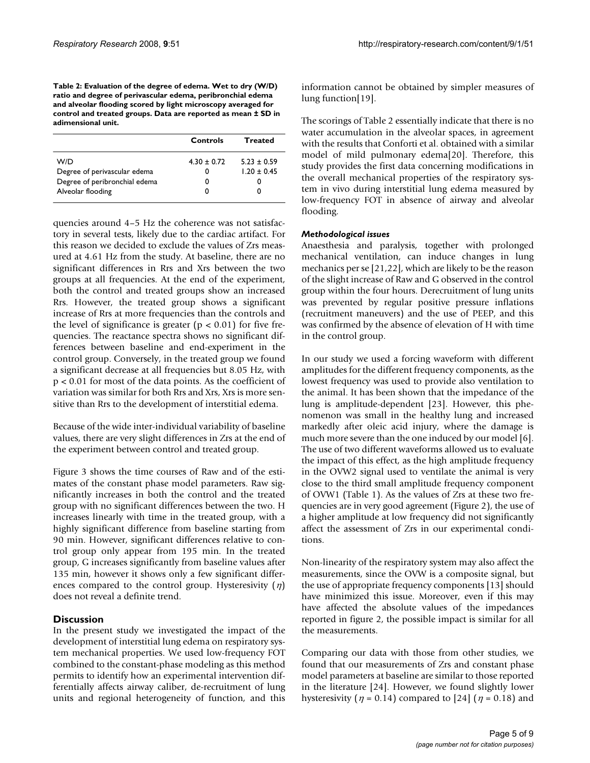**Table 2: Evaluation of the degree of edema. Wet to dry (W/D) ratio and degree of perivascular edema, peribronchial edema and alveolar flooding scored by light microscopy averaged for control and treated groups. Data are reported as mean ± SD in adimensional unit.**

| | Controls | Treated |
|---|---|---|
| W/D | 4.30 ± 0.72 | 5.23 ± 0.59 |
| Degree of perivascular edema | 0 | 1.20 ± 0.45 |
| Degree of peribronchial edema | 0 | 0 |
| Alveolar flooding | 0 | 0 |

quencies around 4–5 Hz the coherence was not satisfactory in several tests, likely due to the cardiac artifact. For this reason we decided to exclude the values of Zrs measured at 4.61 Hz from the study. At baseline, there are no significant differences in Rrs and Xrs between the two groups at all frequencies. At the end of the experiment, both the control and treated groups show an increased Rrs. However, the treated group shows a significant increase of Rrs at more frequencies than the controls and the level of significance is greater ($p < 0.01$) for five frequencies. The reactance spectra shows no significant differences between baseline and end-experiment in the control group. Conversely, in the treated group we found a significant decrease at all frequencies but 8.05 Hz, with $p < 0.01$ for most of the data points. As the coefficient of variation was similar for both Rrs and Xrs, Xrs is more sensitive than Rrs to the development of interstitial edema.

Because of the wide inter-individual variability of baseline values, there are very slight differences in Zrs at the end of the experiment between control and treated group.

Figure 3 shows the time courses of Raw and of the estimates of the constant phase model parameters. Raw significantly increases in both the control and the treated group with no significant differences between the two. H increases linearly with time in the treated group, with a highly significant difference from baseline starting from 90 min. However, significant differences relative to control group only appear from 195 min. In the treated group, G increases significantly from baseline values after 135 min, however it shows only a few significant differences compared to the control group. Hysteresivity ($\eta$) does not reveal a definite trend.

## Discussion

In the present study we investigated the impact of the development of interstitial lung edema on respiratory system mechanical properties. We used low-frequency FOT combined to the constant-phase modeling as this method permits to identify how an experimental intervention differentially affects airway caliber, de-recruitment of lung units and regional heterogeneity of function, and this information cannot be obtained by simpler measures of lung function[19].

The scorings of Table 2 essentially indicate that there is no water accumulation in the alveolar spaces, in agreement with the results that Conforti et al. obtained with a similar model of mild pulmonary edema[20]. Therefore, this study provides the first data concerning modifications in the overall mechanical properties of the respiratory system in vivo during interstitial lung edema measured by low-frequency FOT in absence of airway and alveolar flooding.

### *Methodological issues*

Anaesthesia and paralysis, together with prolonged mechanical ventilation, can induce changes in lung mechanics per se [21,22], which are likely to be the reason of the slight increase of Raw and G observed in the control group within the four hours. Derecruitment of lung units was prevented by regular positive pressure inflations (recruitment maneuvers) and the use of PEEP, and this was confirmed by the absence of elevation of H with time in the control group.

In our study we used a forcing waveform with different amplitudes for the different frequency components, as the lowest frequency was used to provide also ventilation to the animal. It has been shown that the impedance of the lung is amplitude-dependent [23]. However, this phenomenon was small in the healthy lung and increased markedly after oleic acid injury, where the damage is much more severe than the one induced by our model [6]. The use of two different waveforms allowed us to evaluate the impact of this effect, as the high amplitude frequency in the OVW2 signal used to ventilate the animal is very close to the third small amplitude frequency component of OVW1 (Table 1). As the values of Zrs at these two frequencies are in very good agreement (Figure 2), the use of a higher amplitude at low frequency did not significantly affect the assessment of Zrs in our experimental conditions.

Non-linearity of the respiratory system may also affect the measurements, since the OVW is a composite signal, but the use of appropriate frequency components [13] should have minimized this issue. Moreover, even if this may have affected the absolute values of the impedances reported in figure 2, the possible impact is similar for all the measurements.

Comparing our data with those from other studies, we found that our measurements of Zrs and constant phase model parameters at baseline are similar to those reported in the literature [24]. However, we found slightly lower hysteresivity ($\eta$ = 0.14) compared to [24] ($\eta$ = 0.18) and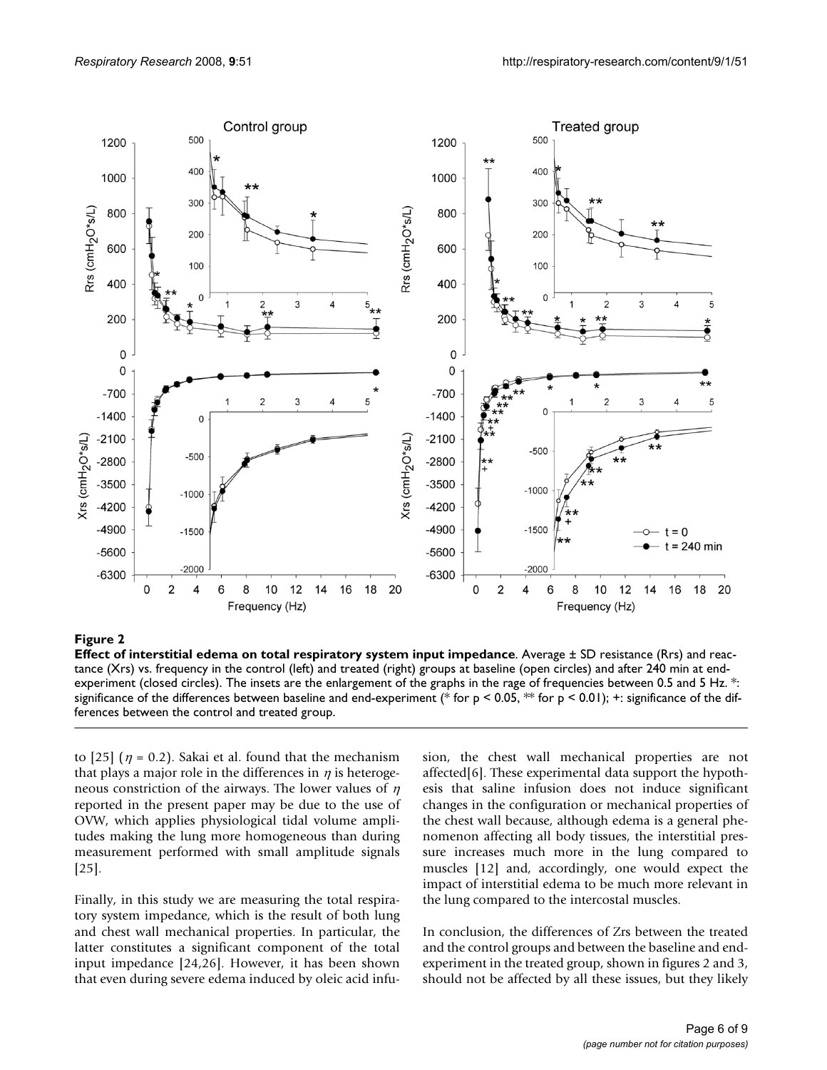**Figure 2**

**Effect of interstitial edema on total respiratory system input impedance**. Average ± SD resistance (Rrs) and reactance (Xrs) vs. frequency in the control (left) and treated (right) groups at baseline (open circles) and after 240 min at end-experiment (closed circles). The insets are the enlargement of the graphs in the rage of frequencies between 0.5 and 5 Hz. *: significance of the differences between baseline and end-experiment (* for $p < 0.05$, ** for $p < 0.01$); +: significance of the differences between the control and treated group.

to [25] ($\eta = 0.2$). Sakai et al. found that the mechanism that plays a major role in the differences in $\eta$ is heterogeneous constriction of the airways. The lower values of $\eta$ reported in the present paper may be due to the use of OVW, which applies physiological tidal volume amplitudes making the lung more homogeneous than during measurement performed with small amplitude signals [25].

Finally, in this study we are measuring the total respiratory system impedance, which is the result of both lung and chest wall mechanical properties. In particular, the latter constitutes a significant component of the total input impedance [24,26]. However, it has been shown that even during severe edema induced by oleic acid infusion, the chest wall mechanical properties are not affected[6]. These experimental data support the hypothesis that saline infusion does not induce significant changes in the configuration or mechanical properties of the chest wall because, although edema is a general phenomenon affecting all body tissues, the interstitial pressure increases much more in the lung compared to muscles [12] and, accordingly, one would expect the impact of interstitial edema to be much more relevant in the lung compared to the intercostal muscles.

In conclusion, the differences of Zrs between the treated and the control groups and between the baseline and end-experiment in the treated group, shown in figures 2 and 3, should not be affected by all these issues, but they likely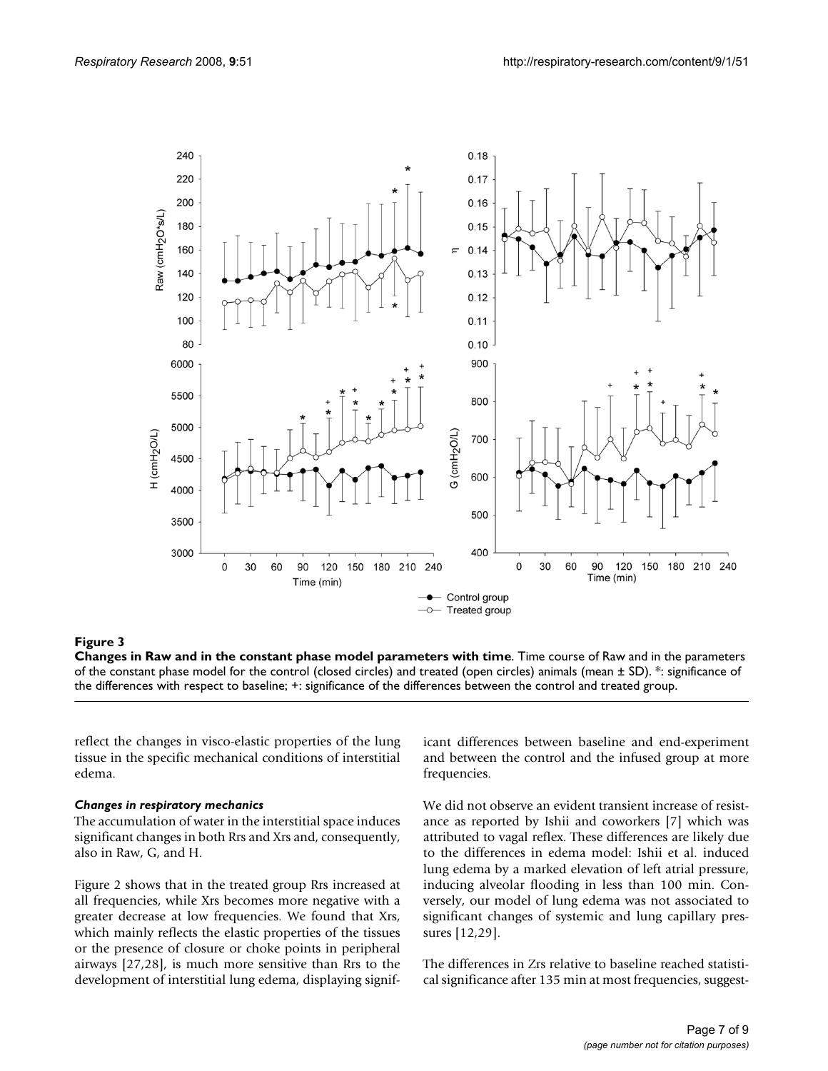**Figure 3**

**Changes in Raw and in the constant phase model parameters with time**. Time course of Raw and in the parameters of the constant phase model for the control (closed circles) and treated (open circles) animals (mean ± SD). *: significance of the differences with respect to baseline; +: significance of the differences between the control and treated group.

reflect the changes in visco-elastic properties of the lung tissue in the specific mechanical conditions of interstitial edema.

### *Changes in respiratory mechanics*

The accumulation of water in the interstitial space induces significant changes in both Rrs and Xrs and, consequently, also in Raw, G, and H.

Figure 2 shows that in the treated group Rrs increased at all frequencies, while Xrs becomes more negative with a greater decrease at low frequencies. We found that Xrs, which mainly reflects the elastic properties of the tissues or the presence of closure or choke points in peripheral airways [27,28], is much more sensitive than Rrs to the development of interstitial lung edema, displaying significant differences between baseline and end-experiment and between the control and the infused group at more frequencies.

We did not observe an evident transient increase of resistance as reported by Ishii and coworkers [7] which was attributed to vagal reflex. These differences are likely due to the differences in edema model: Ishii et al. induced lung edema by a marked elevation of left atrial pressure, inducing alveolar flooding in less than 100 min. Conversely, our model of lung edema was not associated to significant changes of systemic and lung capillary pressures [12,29].

The differences in Zrs relative to baseline reached statistical significance after 135 min at most frequencies, suggest-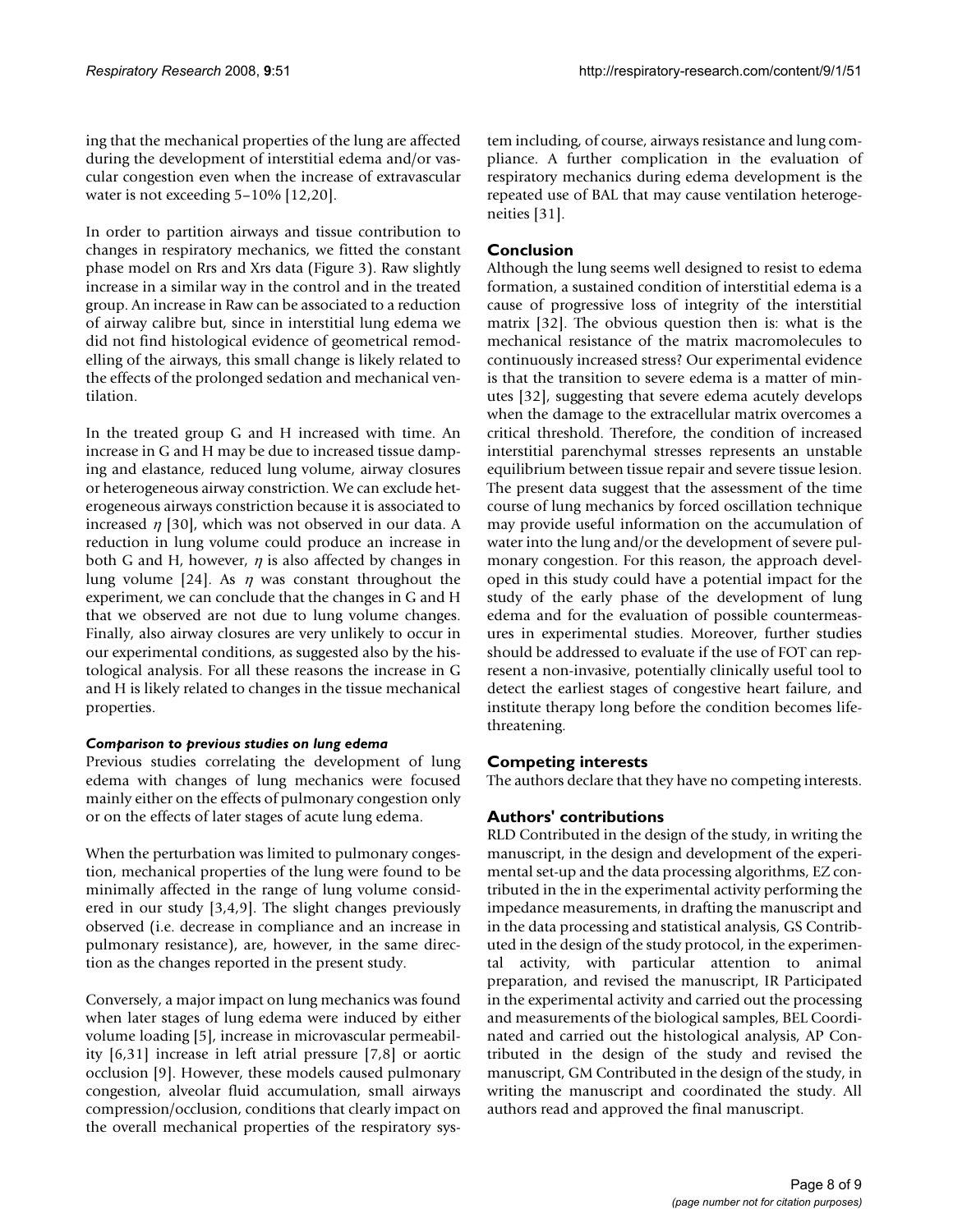ing that the mechanical properties of the lung are affected during the development of interstitial edema and/or vascular congestion even when the increase of extravascular water is not exceeding 5–10% [12,20].

In order to partition airways and tissue contribution to changes in respiratory mechanics, we fitted the constant phase model on Rrs and Xrs data (Figure 3). Raw slightly increase in a similar way in the control and in the treated group. An increase in Raw can be associated to a reduction of airway calibre but, since in interstitial lung edema we did not find histological evidence of geometrical remodelling of the airways, this small change is likely related to the effects of the prolonged sedation and mechanical ventilation.

In the treated group G and H increased with time. An increase in G and H may be due to increased tissue damping and elastance, reduced lung volume, airway closures or heterogeneous airway constriction. We can exclude heterogeneous airways constriction because it is associated to increased $\eta$ [30], which was not observed in our data. A reduction in lung volume could produce an increase in both G and H, however, $\eta$ is also affected by changes in lung volume [24]. As $\eta$ was constant throughout the experiment, we can conclude that the changes in G and H that we observed are not due to lung volume changes. Finally, also airway closures are very unlikely to occur in our experimental conditions, as suggested also by the histological analysis. For all these reasons the increase in G and H is likely related to changes in the tissue mechanical properties.

#### *Comparison to previous studies on lung edema*

Previous studies correlating the development of lung edema with changes of lung mechanics were focused mainly either on the effects of pulmonary congestion only or on the effects of later stages of acute lung edema.

When the perturbation was limited to pulmonary congestion, mechanical properties of the lung were found to be minimally affected in the range of lung volume considered in our study [3,4,9]. The slight changes previously observed (i.e. decrease in compliance and an increase in pulmonary resistance), are, however, in the same direction as the changes reported in the present study.

Conversely, a major impact on lung mechanics was found when later stages of lung edema were induced by either volume loading [5], increase in microvascular permeability [6,31] increase in left atrial pressure [7,8] or aortic occlusion [9]. However, these models caused pulmonary congestion, alveolar fluid accumulation, small airways compression/occlusion, conditions that clearly impact on the overall mechanical properties of the respiratory system including, of course, airways resistance and lung compliance. A further complication in the evaluation of respiratory mechanics during edema development is the repeated use of BAL that may cause ventilation heterogeneities [31].

## Conclusion

Although the lung seems well designed to resist to edema formation, a sustained condition of interstitial edema is a cause of progressive loss of integrity of the interstitial matrix [32]. The obvious question then is: what is the mechanical resistance of the matrix macromolecules to continuously increased stress? Our experimental evidence is that the transition to severe edema is a matter of minutes [32], suggesting that severe edema acutely develops when the damage to the extracellular matrix overcomes a critical threshold. Therefore, the condition of increased interstitial parenchymal stresses represents an unstable equilibrium between tissue repair and severe tissue lesion. The present data suggest that the assessment of the time course of lung mechanics by forced oscillation technique may provide useful information on the accumulation of water into the lung and/or the development of severe pulmonary congestion. For this reason, the approach developed in this study could have a potential impact for the study of the early phase of the development of lung edema and for the evaluation of possible countermeasures in experimental studies. Moreover, further studies should be addressed to evaluate if the use of FOT can represent a non-invasive, potentially clinically useful tool to detect the earliest stages of congestive heart failure, and institute therapy long before the condition becomes life-threatening.

## Competing interests

The authors declare that they have no competing interests.

## Authors' contributions

RLD Contributed in the design of the study, in writing the manuscript, in the design and development of the experimental set-up and the data processing algorithms, EZ contributed in the in the experimental activity performing the impedance measurements, in drafting the manuscript and in the data processing and statistical analysis, GS Contributed in the design of the study protocol, in the experimental activity, with particular attention to animal preparation, and revised the manuscript, IR Participated in the experimental activity and carried out the processing and measurements of the biological samples, BEL Coordinated and carried out the histological analysis, AP Contributed in the design of the study and revised the manuscript, GM Contributed in the design of the study, in writing the manuscript and coordinated the study. All authors read and approved the final manuscript.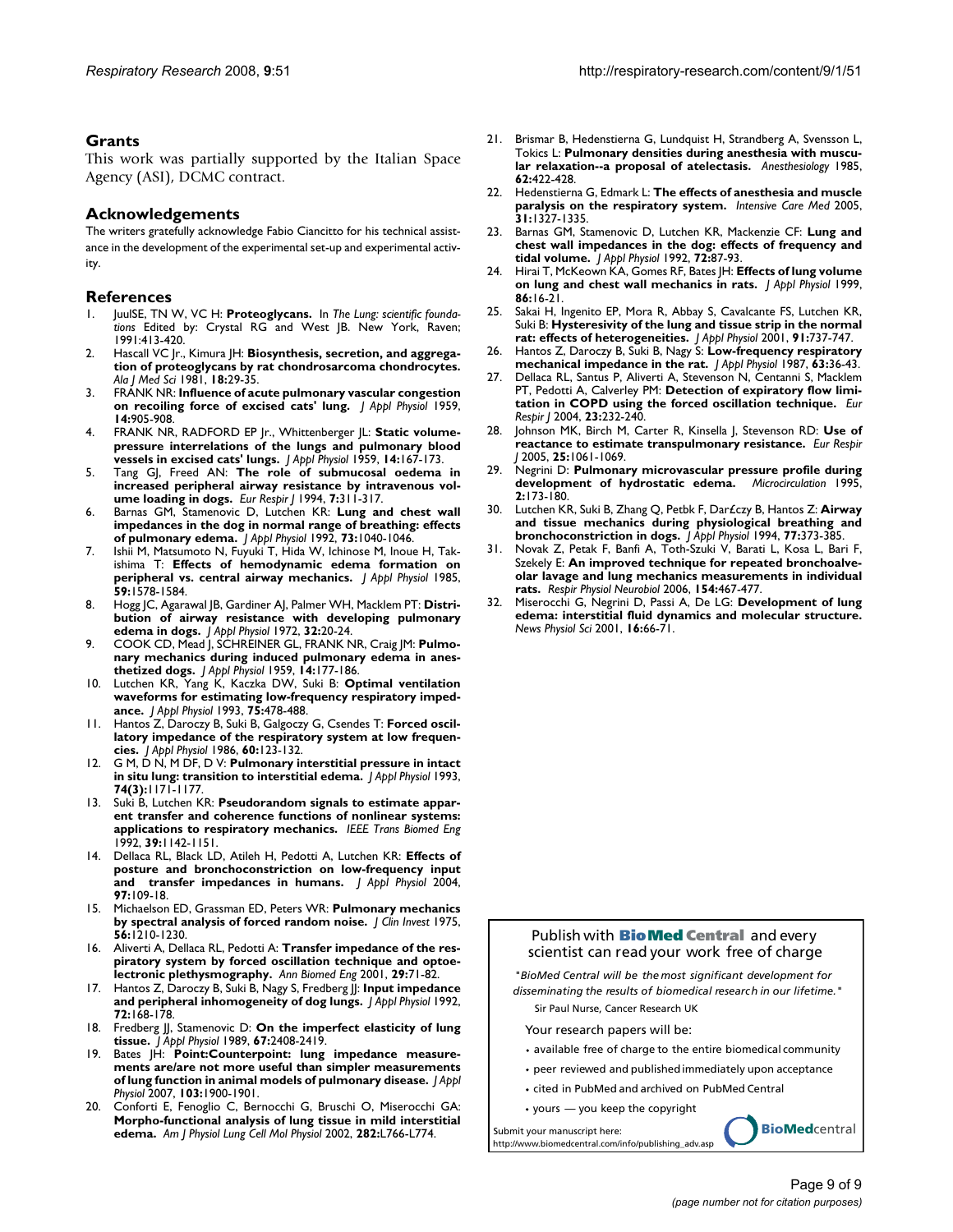## Grants

This work was partially supported by the Italian Space Agency (ASI), DCMC contract.

## Acknowledgements

The writers gratefully acknowledge Fabio Ciancitto for his technical assistance in the development of the experimental set-up and experimental activity.

## References

1. JuulSE, TN W, VC H: **Proteoglycans.** In *The Lung: scientific foundations* Edited by: Crystal RG and West JB. New York, Raven; 1991:413-420.
2. Hascall VC Jr., Kimura JH: **Biosynthesis, secretion, and aggregation of proteoglycans by rat chondrosarcoma chondrocytes.** *Ala J Med Sci* 1981, **18:**29-35.
3. FRANK NR: **Influence of acute pulmonary vascular congestion on recoiling force of excised cats' lung.** *J Appl Physiol* 1959, **14:**905-908.
4. FRANK NR, RADFORD EP Jr., Whittenberger JL: **Static volume-pressure interrelations of the lungs and pulmonary blood vessels in excised cats' lungs.** *J Appl Physiol* 1959, **14:**167-173.
5. Tang GJ, Freed AN: **The role of submucosal oedema in increased peripheral airway resistance by intravenous volume loading in dogs.** *Eur Respir J* 1994, **7:**311-317.
6. Barnas GM, Stamenovic D, Lutchen KR: **Lung and chest wall impedances in the dog in normal range of breathing: effects of pulmonary edema.** *J Appl Physiol* 1992, **73:**1040-1046.
7. Ishii M, Matsumoto N, Fuyuki T, Hida W, Ichinose M, Inoue H, Takishima T: **Effects of hemodynamic edema formation on peripheral vs. central airway mechanics.** *J Appl Physiol* 1985, **59:**1578-1584.
8. Hogg JC, Agarawal JB, Gardiner AJ, Palmer WH, Macklem PT: **Distribution of airway resistance with developing pulmonary edema in dogs.** *J Appl Physiol* 1972, **32:**20-24.
9. COOK CD, Mead J, SCHREINER GL, FRANK NR, Craig JM: **Pulmonary mechanics during induced pulmonary edema in anesthetized dogs.** *J Appl Physiol* 1959, **14:**177-186.
10. Lutchen KR, Yang K, Kaczka DW, Suki B: **Optimal ventilation waveforms for estimating low-frequency respiratory impedance.** *J Appl Physiol* 1993, **75:**478-488.
11. Hantos Z, Daroczy B, Suki B, Galgoczy G, Csendes T: **Forced oscillatory impedance of the respiratory system at low frequencies.** *J Appl Physiol* 1986, **60:**123-132.
12. G M, D N, M DF, D V: **Pulmonary interstitial pressure in intact in situ lung: transition to interstitial edema.** *J Appl Physiol* 1993, **74(3):**1171-1177.
13. Suki B, Lutchen KR: **Pseudorandom signals to estimate apparent transfer and coherence functions of nonlinear systems: applications to respiratory mechanics.** *IEEE Trans Biomed Eng* 1992, **39:**1142-1151.
14. Dellaca RL, Black LD, Atileh H, Pedotti A, Lutchen KR: **Effects of posture and bronchoconstriction on low-frequency input and transfer impedances in humans.** *J Appl Physiol* 2004, **97:**109-18.
15. Michaelson ED, Grassman ED, Peters WR: **Pulmonary mechanics by spectral analysis of forced random noise.** *J Clin Invest* 1975, **56:**1210-1230.
16. Aliverti A, Dellaca RL, Pedotti A: **Transfer impedance of the respiratory system by forced oscillation technique and optoelectronic plethysmography.** *Ann Biomed Eng* 2001, **29:**71-82.
17. Hantos Z, Daroczy B, Suki B, Nagy S, Fredberg JJ: **Input impedance and peripheral inhomogeneity of dog lungs.** *J Appl Physiol* 1992, **72:**168-178.
18. Fredberg JJ, Stamenovic D: **On the imperfect elasticity of lung tissue.** *J Appl Physiol* 1989, **67:**2408-2419.
19. Bates JH: **Point:Counterpoint: lung impedance measurements are/are not more useful than simpler measurements of lung function in animal models of pulmonary disease.** *J Appl Physiol* 2007, **103:**1900-1901.
20. Conforti E, Fenoglio C, Bernocchi G, Bruschi O, Miserocchi GA: **Morpho-functional analysis of lung tissue in mild interstitial edema.** *Am J Physiol Lung Cell Mol Physiol* 2002, **282:**L766-L774.
21. Brismar B, Hedenstierna G, Lundquist H, Strandberg A, Svensson L, Tokics L: **Pulmonary densities during anesthesia with muscular relaxation--a proposal of atelectasis.** *Anesthesiology* 1985, **62:**422-428.
22. Hedenstierna G, Edmark L: **The effects of anesthesia and muscle paralysis on the respiratory system.** *Intensive Care Med* 2005, **31:**1327-1335.
23. Barnas GM, Stamenovic D, Lutchen KR, Mackenzie CF: **Lung and chest wall impedances in the dog: effects of frequency and tidal volume.** *J Appl Physiol* 1992, **72:**87-93.
24. Hirai T, McKeown KA, Gomes RF, Bates JH: **Effects of lung volume on lung and chest wall mechanics in rats.** *J Appl Physiol* 1999, **86:**16-21.
25. Sakai H, Ingenito EP, Mora R, Abbay S, Cavalcante FS, Lutchen KR, Suki B: **Hysteresivity of the lung and tissue strip in the normal rat: effects of heterogeneities.** *J Appl Physiol* 2001, **91:**737-747.
26. Hantos Z, Daroczy B, Suki B, Nagy S: **Low-frequency respiratory mechanical impedance in the rat.** *J Appl Physiol* 1987, **63:**36-43.
27. Dellaca RL, Santus P, Aliverti A, Stevenson N, Centanni S, Macklem PT, Pedotti A, Calverley PM: **Detection of expiratory flow limitation in COPD using the forced oscillation technique.** *Eur Respir J* 2004, **23:**232-240.
28. Johnson MK, Birch M, Carter R, Kinsella J, Stevenson RD: **Use of reactance to estimate transpulmonary resistance.** *Eur Respir J* 2005, **25:**1061-1069.
29. Negrini D: **Pulmonary microvascular pressure profile during development of hydrostatic edema.** *Microcirculation* 1995, **2:**173-180.
30. Lutchen KR, Suki B, Zhang Q, Petbk F, Dar£czy B, Hantos Z: **Airway and tissue mechanics during physiological breathing and bronchoconstriction in dogs.** *J Appl Physiol* 1994, **77:**373-385.
31. Novak Z, Petak F, Banfi A, Toth-Szuki V, Barati L, Kosa L, Bari F, Szekely E: **An improved technique for repeated bronchoalveolar lavage and lung mechanics measurements in individual rats.** *Respir Physiol Neurobiol* 2006, **154:**467-477.
32. Miserocchi G, Negrini D, Passi A, De LG: **Development of lung edema: interstitial fluid dynamics and molecular structure.** *News Physiol Sci* 2001, **16:**66-71.

Publish with **BioMed Central** and every scientist can read your work free of charge

*"BioMed Central will be the most significant development for disseminating the results of biomedical research in our lifetime."*
Sir Paul Nurse, Cancer Research UK

Your research papers will be:

- available free of charge to the entire biomedical community
- peer reviewed and published immediately upon acceptance
- cited in PubMed and archived on PubMed Central
- yours — you keep the copyright

Submit your manuscript here:
http://www.biomedcentral.com/info/publishing_adv.asp

**BioMed**central